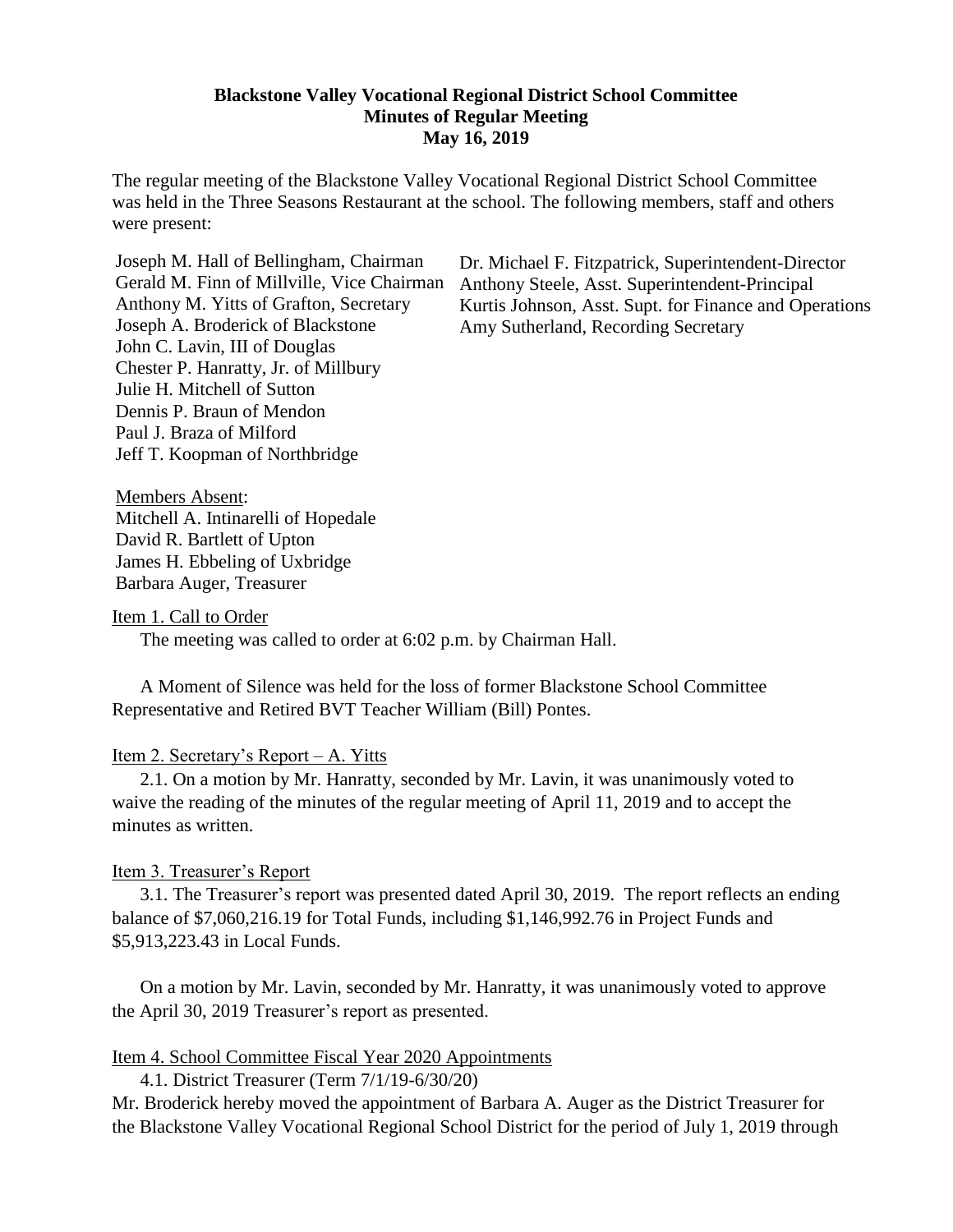**Blackstone Valley Vocational Regional District School Committee**
**Minutes of Regular Meeting**
**May 16, 2019**

The regular meeting of the Blackstone Valley Vocational Regional District School Committee was held in the Three Seasons Restaurant at the school. The following members, staff and others were present:

Joseph M. Hall of Bellingham, Chairman
Gerald M. Finn of Millville, Vice Chairman
Anthony M. Yitts of Grafton, Secretary
Joseph A. Broderick of Blackstone
John C. Lavin, III of Douglas
Chester P. Hanratty, Jr. of Millbury
Julie H. Mitchell of Sutton
Dennis P. Braun of Mendon
Paul J. Braza of Milford
Jeff T. Koopman of Northbridge

Dr. Michael F. Fitzpatrick, Superintendent-Director
Anthony Steele, Asst. Superintendent-Principal
Kurtis Johnson, Asst. Supt. for Finance and Operations
Amy Sutherland, Recording Secretary

Members Absent:
Mitchell A. Intinarelli of Hopedale
David R. Bartlett of Upton
James H. Ebbeling of Uxbridge
Barbara Auger, Treasurer

Item 1. Call to Order

The meeting was called to order at 6:02 p.m. by Chairman Hall.

A Moment of Silence was held for the loss of former Blackstone School Committee Representative and Retired BVT Teacher William (Bill) Pontes.

Item 2. Secretary's Report – A. Yitts

2.1. On a motion by Mr. Hanratty, seconded by Mr. Lavin, it was unanimously voted to waive the reading of the minutes of the regular meeting of April 11, 2019 and to accept the minutes as written.

Item 3. Treasurer's Report

3.1. The Treasurer's report was presented dated April 30, 2019. The report reflects an ending balance of $7,060,216.19 for Total Funds, including $1,146,992.76 in Project Funds and $5,913,223.43 in Local Funds.

On a motion by Mr. Lavin, seconded by Mr. Hanratty, it was unanimously voted to approve the April 30, 2019 Treasurer's report as presented.

Item 4. School Committee Fiscal Year 2020 Appointments

4.1. District Treasurer (Term 7/1/19-6/30/20)

Mr. Broderick hereby moved the appointment of Barbara A. Auger as the District Treasurer for the Blackstone Valley Vocational Regional School District for the period of July 1, 2019 through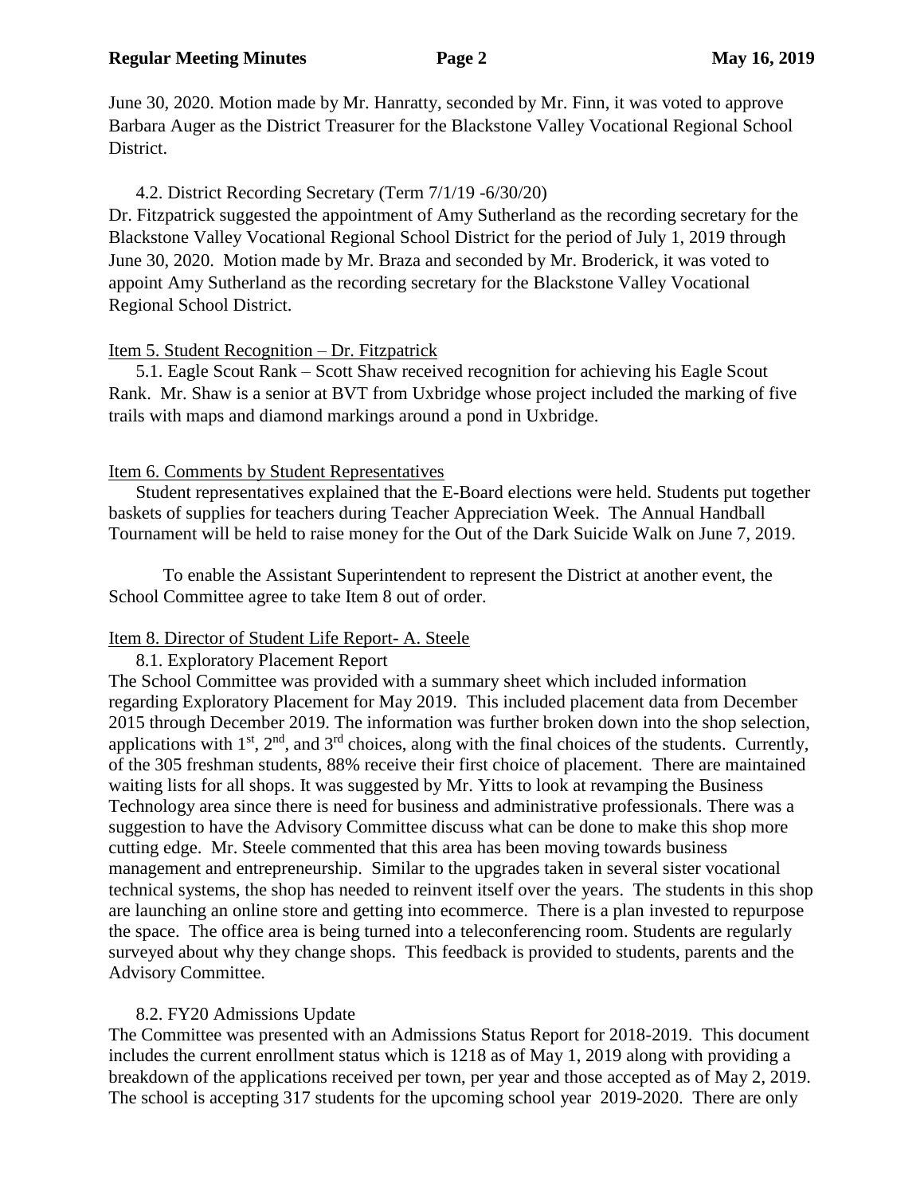June 30, 2020. Motion made by Mr. Hanratty, seconded by Mr. Finn, it was voted to approve Barbara Auger as the District Treasurer for the Blackstone Valley Vocational Regional School District.

4.2. District Recording Secretary (Term 7/1/19 -6/30/20)

Dr. Fitzpatrick suggested the appointment of Amy Sutherland as the recording secretary for the Blackstone Valley Vocational Regional School District for the period of July 1, 2019 through June 30, 2020. Motion made by Mr. Braza and seconded by Mr. Broderick, it was voted to appoint Amy Sutherland as the recording secretary for the Blackstone Valley Vocational Regional School District.

Item 5. Student Recognition – Dr. Fitzpatrick

5.1. Eagle Scout Rank – Scott Shaw received recognition for achieving his Eagle Scout Rank. Mr. Shaw is a senior at BVT from Uxbridge whose project included the marking of five trails with maps and diamond markings around a pond in Uxbridge.

Item 6. Comments by Student Representatives

Student representatives explained that the E-Board elections were held. Students put together baskets of supplies for teachers during Teacher Appreciation Week. The Annual Handball Tournament will be held to raise money for the Out of the Dark Suicide Walk on June 7, 2019.

To enable the Assistant Superintendent to represent the District at another event, the School Committee agree to take Item 8 out of order.

Item 8. Director of Student Life Report- A. Steele

8.1. Exploratory Placement Report

The School Committee was provided with a summary sheet which included information regarding Exploratory Placement for May 2019. This included placement data from December 2015 through December 2019. The information was further broken down into the shop selection, applications with 1st, 2nd, and 3rd choices, along with the final choices of the students. Currently, of the 305 freshman students, 88% receive their first choice of placement. There are maintained waiting lists for all shops. It was suggested by Mr. Yitts to look at revamping the Business Technology area since there is need for business and administrative professionals. There was a suggestion to have the Advisory Committee discuss what can be done to make this shop more cutting edge. Mr. Steele commented that this area has been moving towards business management and entrepreneurship. Similar to the upgrades taken in several sister vocational technical systems, the shop has needed to reinvent itself over the years. The students in this shop are launching an online store and getting into ecommerce. There is a plan invested to repurpose the space. The office area is being turned into a teleconferencing room. Students are regularly surveyed about why they change shops. This feedback is provided to students, parents and the Advisory Committee.

8.2. FY20 Admissions Update

The Committee was presented with an Admissions Status Report for 2018-2019. This document includes the current enrollment status which is 1218 as of May 1, 2019 along with providing a breakdown of the applications received per town, per year and those accepted as of May 2, 2019. The school is accepting 317 students for the upcoming school year 2019-2020. There are only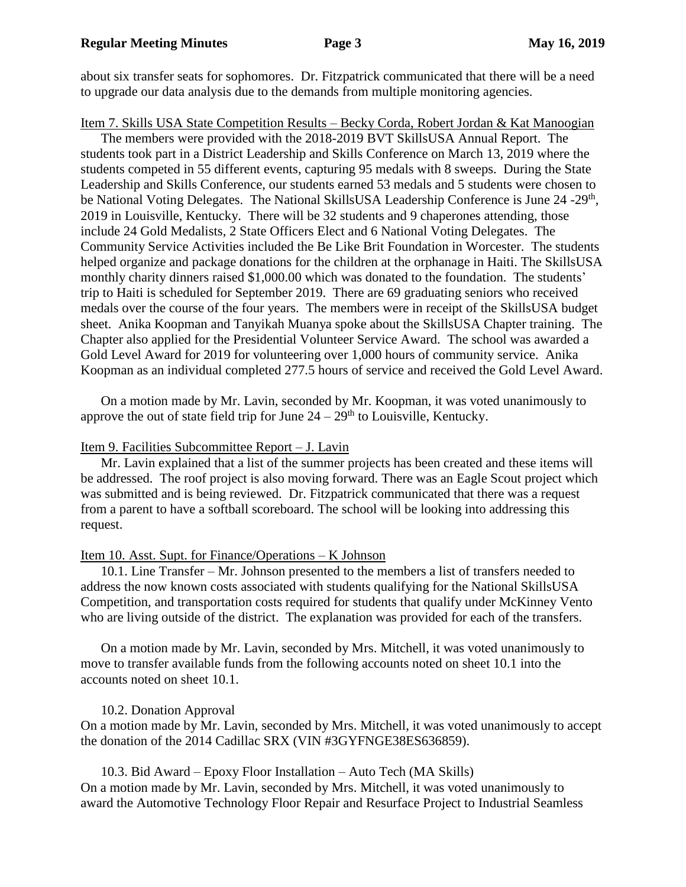about six transfer seats for sophomores. Dr. Fitzpatrick communicated that there will be a need to upgrade our data analysis due to the demands from multiple monitoring agencies.

Item 7. Skills USA State Competition Results – Becky Corda, Robert Jordan & Kat Manoogian

The members were provided with the 2018-2019 BVT SkillsUSA Annual Report. The students took part in a District Leadership and Skills Conference on March 13, 2019 where the students competed in 55 different events, capturing 95 medals with 8 sweeps. During the State Leadership and Skills Conference, our students earned 53 medals and 5 students were chosen to be National Voting Delegates. The National SkillsUSA Leadership Conference is June 24 -29th, 2019 in Louisville, Kentucky. There will be 32 students and 9 chaperones attending, those include 24 Gold Medalists, 2 State Officers Elect and 6 National Voting Delegates. The Community Service Activities included the Be Like Brit Foundation in Worcester. The students helped organize and package donations for the children at the orphanage in Haiti. The SkillsUSA monthly charity dinners raised $1,000.00 which was donated to the foundation. The students' trip to Haiti is scheduled for September 2019. There are 69 graduating seniors who received medals over the course of the four years. The members were in receipt of the SkillsUSA budget sheet. Anika Koopman and Tanyikah Muanya spoke about the SkillsUSA Chapter training. The Chapter also applied for the Presidential Volunteer Service Award. The school was awarded a Gold Level Award for 2019 for volunteering over 1,000 hours of community service. Anika Koopman as an individual completed 277.5 hours of service and received the Gold Level Award.

On a motion made by Mr. Lavin, seconded by Mr. Koopman, it was voted unanimously to approve the out of state field trip for June 24 – 29th to Louisville, Kentucky.

Item 9. Facilities Subcommittee Report – J. Lavin

Mr. Lavin explained that a list of the summer projects has been created and these items will be addressed. The roof project is also moving forward. There was an Eagle Scout project which was submitted and is being reviewed. Dr. Fitzpatrick communicated that there was a request from a parent to have a softball scoreboard. The school will be looking into addressing this request.

Item 10. Asst. Supt. for Finance/Operations – K Johnson

10.1. Line Transfer – Mr. Johnson presented to the members a list of transfers needed to address the now known costs associated with students qualifying for the National SkillsUSA Competition, and transportation costs required for students that qualify under McKinney Vento who are living outside of the district. The explanation was provided for each of the transfers.

On a motion made by Mr. Lavin, seconded by Mrs. Mitchell, it was voted unanimously to move to transfer available funds from the following accounts noted on sheet 10.1 into the accounts noted on sheet 10.1.

10.2. Donation Approval

On a motion made by Mr. Lavin, seconded by Mrs. Mitchell, it was voted unanimously to accept the donation of the 2014 Cadillac SRX (VIN #3GYFNGE38ES636859).

10.3. Bid Award – Epoxy Floor Installation – Auto Tech (MA Skills)

On a motion made by Mr. Lavin, seconded by Mrs. Mitchell, it was voted unanimously to award the Automotive Technology Floor Repair and Resurface Project to Industrial Seamless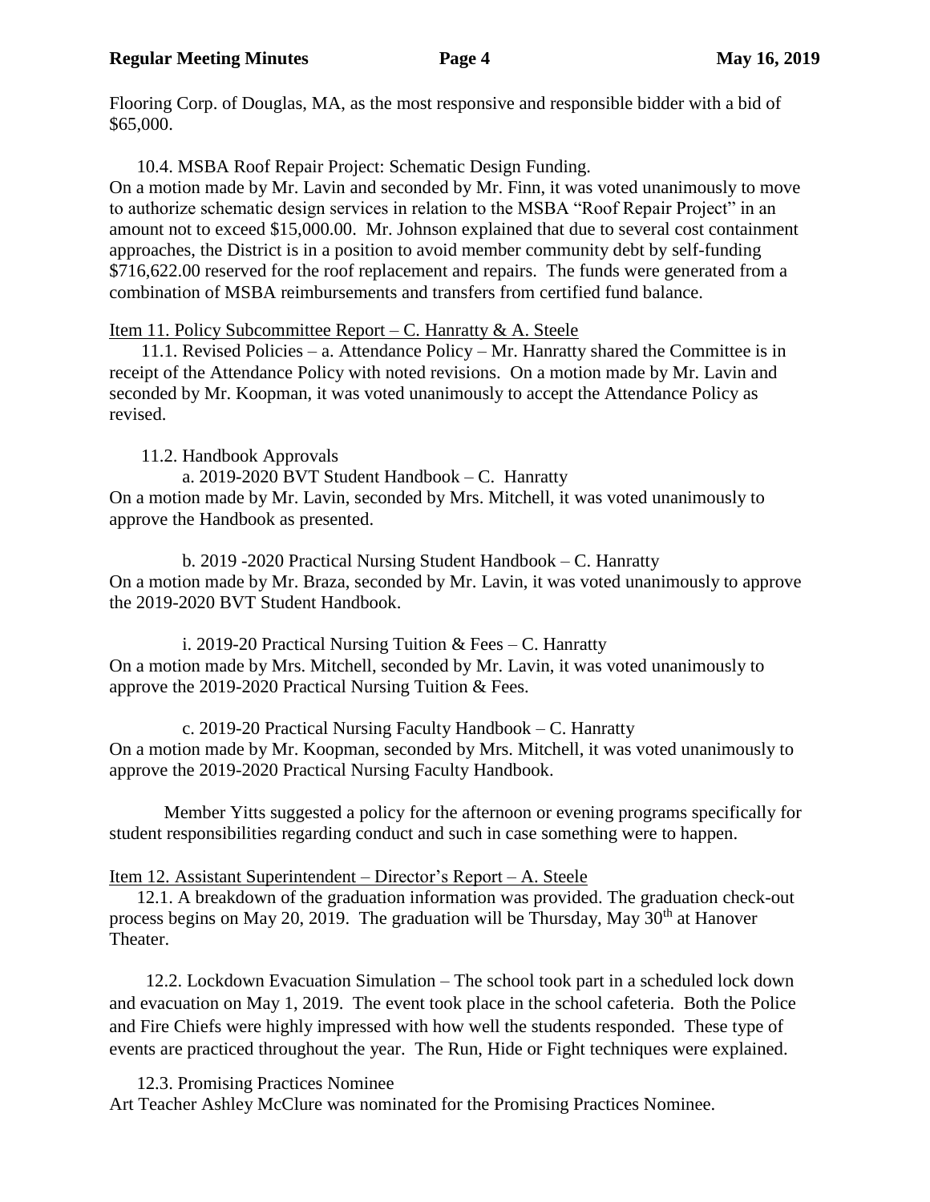Flooring Corp. of Douglas, MA, as the most responsive and responsible bidder with a bid of $65,000.

10.4. MSBA Roof Repair Project: Schematic Design Funding.
On a motion made by Mr. Lavin and seconded by Mr. Finn, it was voted unanimously to move to authorize schematic design services in relation to the MSBA "Roof Repair Project" in an amount not to exceed $15,000.00. Mr. Johnson explained that due to several cost containment approaches, the District is in a position to avoid member community debt by self-funding $716,622.00 reserved for the roof replacement and repairs. The funds were generated from a combination of MSBA reimbursements and transfers from certified fund balance.

Item 11. Policy Subcommittee Report – C. Hanratty & A. Steele

11.1. Revised Policies – a. Attendance Policy – Mr. Hanratty shared the Committee is in receipt of the Attendance Policy with noted revisions. On a motion made by Mr. Lavin and seconded by Mr. Koopman, it was voted unanimously to accept the Attendance Policy as revised.

11.2. Handbook Approvals

a. 2019-2020 BVT Student Handbook – C. Hanratty
On a motion made by Mr. Lavin, seconded by Mrs. Mitchell, it was voted unanimously to approve the Handbook as presented.

b. 2019 -2020 Practical Nursing Student Handbook – C. Hanratty
On a motion made by Mr. Braza, seconded by Mr. Lavin, it was voted unanimously to approve the 2019-2020 BVT Student Handbook.

i. 2019-20 Practical Nursing Tuition & Fees – C. Hanratty
On a motion made by Mrs. Mitchell, seconded by Mr. Lavin, it was voted unanimously to approve the 2019-2020 Practical Nursing Tuition & Fees.

c. 2019-20 Practical Nursing Faculty Handbook – C. Hanratty
On a motion made by Mr. Koopman, seconded by Mrs. Mitchell, it was voted unanimously to approve the 2019-2020 Practical Nursing Faculty Handbook.

Member Yitts suggested a policy for the afternoon or evening programs specifically for student responsibilities regarding conduct and such in case something were to happen.

Item 12. Assistant Superintendent – Director's Report – A. Steele

12.1. A breakdown of the graduation information was provided. The graduation check-out process begins on May 20, 2019. The graduation will be Thursday, May 30th at Hanover Theater.

12.2. Lockdown Evacuation Simulation – The school took part in a scheduled lock down and evacuation on May 1, 2019. The event took place in the school cafeteria. Both the Police and Fire Chiefs were highly impressed with how well the students responded. These type of events are practiced throughout the year. The Run, Hide or Fight techniques were explained.

12.3. Promising Practices Nominee
Art Teacher Ashley McClure was nominated for the Promising Practices Nominee.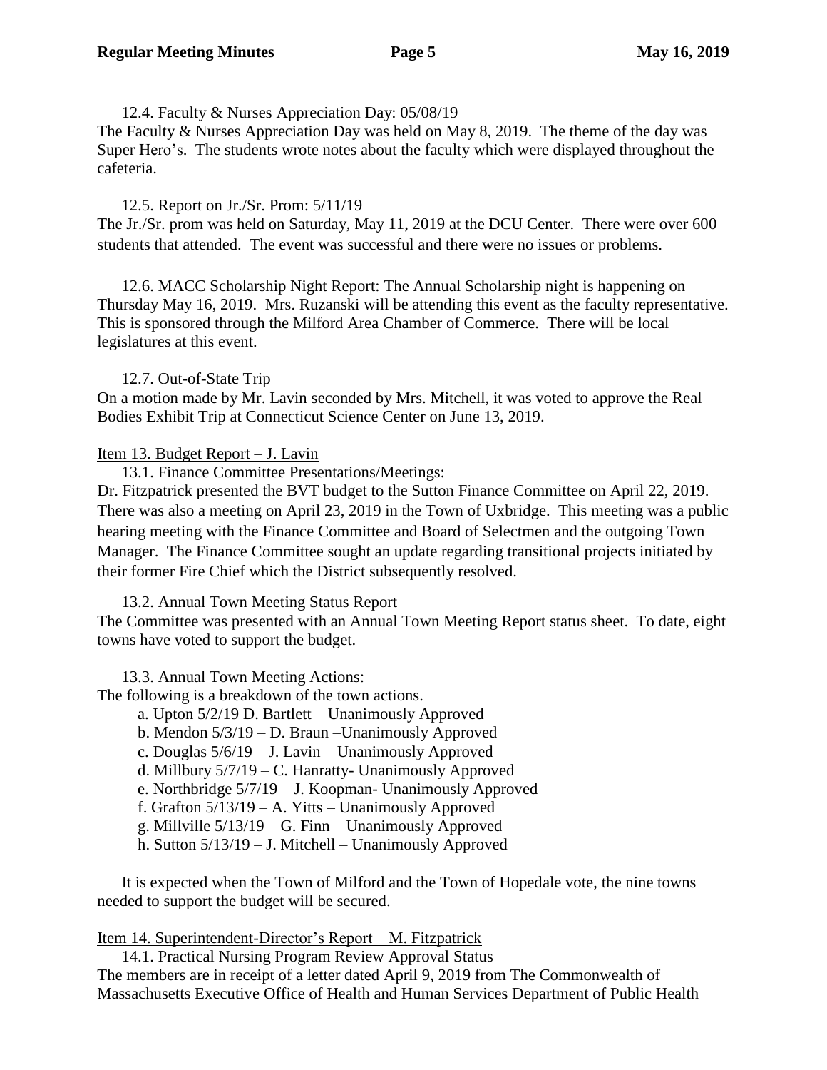12.4. Faculty & Nurses Appreciation Day: 05/08/19

The Faculty & Nurses Appreciation Day was held on May 8, 2019. The theme of the day was Super Hero's. The students wrote notes about the faculty which were displayed throughout the cafeteria.

12.5. Report on Jr./Sr. Prom: 5/11/19

The Jr./Sr. prom was held on Saturday, May 11, 2019 at the DCU Center. There were over 600 students that attended. The event was successful and there were no issues or problems.

12.6. MACC Scholarship Night Report: The Annual Scholarship night is happening on Thursday May 16, 2019. Mrs. Ruzanski will be attending this event as the faculty representative. This is sponsored through the Milford Area Chamber of Commerce. There will be local legislatures at this event.

12.7. Out-of-State Trip

On a motion made by Mr. Lavin seconded by Mrs. Mitchell, it was voted to approve the Real Bodies Exhibit Trip at Connecticut Science Center on June 13, 2019.

Item 13. Budget Report – J. Lavin

13.1. Finance Committee Presentations/Meetings:

Dr. Fitzpatrick presented the BVT budget to the Sutton Finance Committee on April 22, 2019. There was also a meeting on April 23, 2019 in the Town of Uxbridge. This meeting was a public hearing meeting with the Finance Committee and Board of Selectmen and the outgoing Town Manager. The Finance Committee sought an update regarding transitional projects initiated by their former Fire Chief which the District subsequently resolved.

13.2. Annual Town Meeting Status Report

The Committee was presented with an Annual Town Meeting Report status sheet. To date, eight towns have voted to support the budget.

13.3. Annual Town Meeting Actions:

The following is a breakdown of the town actions.

a. Upton 5/2/19 D. Bartlett – Unanimously Approved
b. Mendon 5/3/19 – D. Braun –Unanimously Approved
c. Douglas 5/6/19 – J. Lavin – Unanimously Approved
d. Millbury 5/7/19 – C. Hanratty- Unanimously Approved
e. Northbridge 5/7/19 – J. Koopman- Unanimously Approved
f. Grafton 5/13/19 – A. Yitts – Unanimously Approved
g. Millville 5/13/19 – G. Finn – Unanimously Approved
h. Sutton 5/13/19 – J. Mitchell – Unanimously Approved

It is expected when the Town of Milford and the Town of Hopedale vote, the nine towns needed to support the budget will be secured.

Item 14. Superintendent-Director's Report – M. Fitzpatrick

14.1. Practical Nursing Program Review Approval Status

The members are in receipt of a letter dated April 9, 2019 from The Commonwealth of Massachusetts Executive Office of Health and Human Services Department of Public Health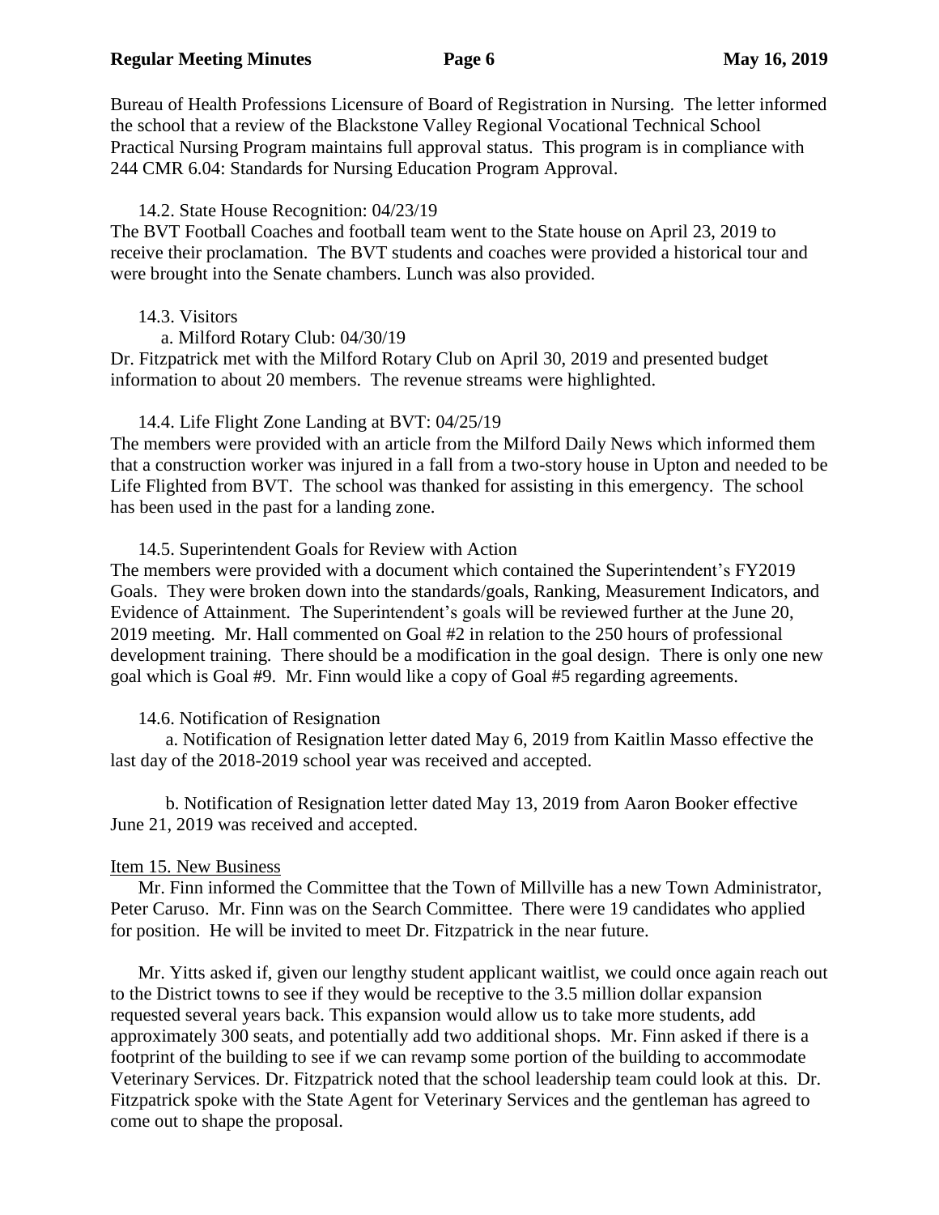Bureau of Health Professions Licensure of Board of Registration in Nursing. The letter informed the school that a review of the Blackstone Valley Regional Vocational Technical School Practical Nursing Program maintains full approval status. This program is in compliance with 244 CMR 6.04: Standards for Nursing Education Program Approval.

14.2. State House Recognition: 04/23/19

The BVT Football Coaches and football team went to the State house on April 23, 2019 to receive their proclamation. The BVT students and coaches were provided a historical tour and were brought into the Senate chambers. Lunch was also provided.

14.3. Visitors

a. Milford Rotary Club: 04/30/19

Dr. Fitzpatrick met with the Milford Rotary Club on April 30, 2019 and presented budget information to about 20 members. The revenue streams were highlighted.

14.4. Life Flight Zone Landing at BVT: 04/25/19

The members were provided with an article from the Milford Daily News which informed them that a construction worker was injured in a fall from a two-story house in Upton and needed to be Life Flighted from BVT. The school was thanked for assisting in this emergency. The school has been used in the past for a landing zone.

14.5. Superintendent Goals for Review with Action

The members were provided with a document which contained the Superintendent's FY2019 Goals. They were broken down into the standards/goals, Ranking, Measurement Indicators, and Evidence of Attainment. The Superintendent's goals will be reviewed further at the June 20, 2019 meeting. Mr. Hall commented on Goal #2 in relation to the 250 hours of professional development training. There should be a modification in the goal design. There is only one new goal which is Goal #9. Mr. Finn would like a copy of Goal #5 regarding agreements.

14.6. Notification of Resignation

a. Notification of Resignation letter dated May 6, 2019 from Kaitlin Masso effective the last day of the 2018-2019 school year was received and accepted.

b. Notification of Resignation letter dated May 13, 2019 from Aaron Booker effective June 21, 2019 was received and accepted.

Item 15. New Business

Mr. Finn informed the Committee that the Town of Millville has a new Town Administrator, Peter Caruso. Mr. Finn was on the Search Committee. There were 19 candidates who applied for position. He will be invited to meet Dr. Fitzpatrick in the near future.

Mr. Yitts asked if, given our lengthy student applicant waitlist, we could once again reach out to the District towns to see if they would be receptive to the 3.5 million dollar expansion requested several years back. This expansion would allow us to take more students, add approximately 300 seats, and potentially add two additional shops. Mr. Finn asked if there is a footprint of the building to see if we can revamp some portion of the building to accommodate Veterinary Services. Dr. Fitzpatrick noted that the school leadership team could look at this. Dr. Fitzpatrick spoke with the State Agent for Veterinary Services and the gentleman has agreed to come out to shape the proposal.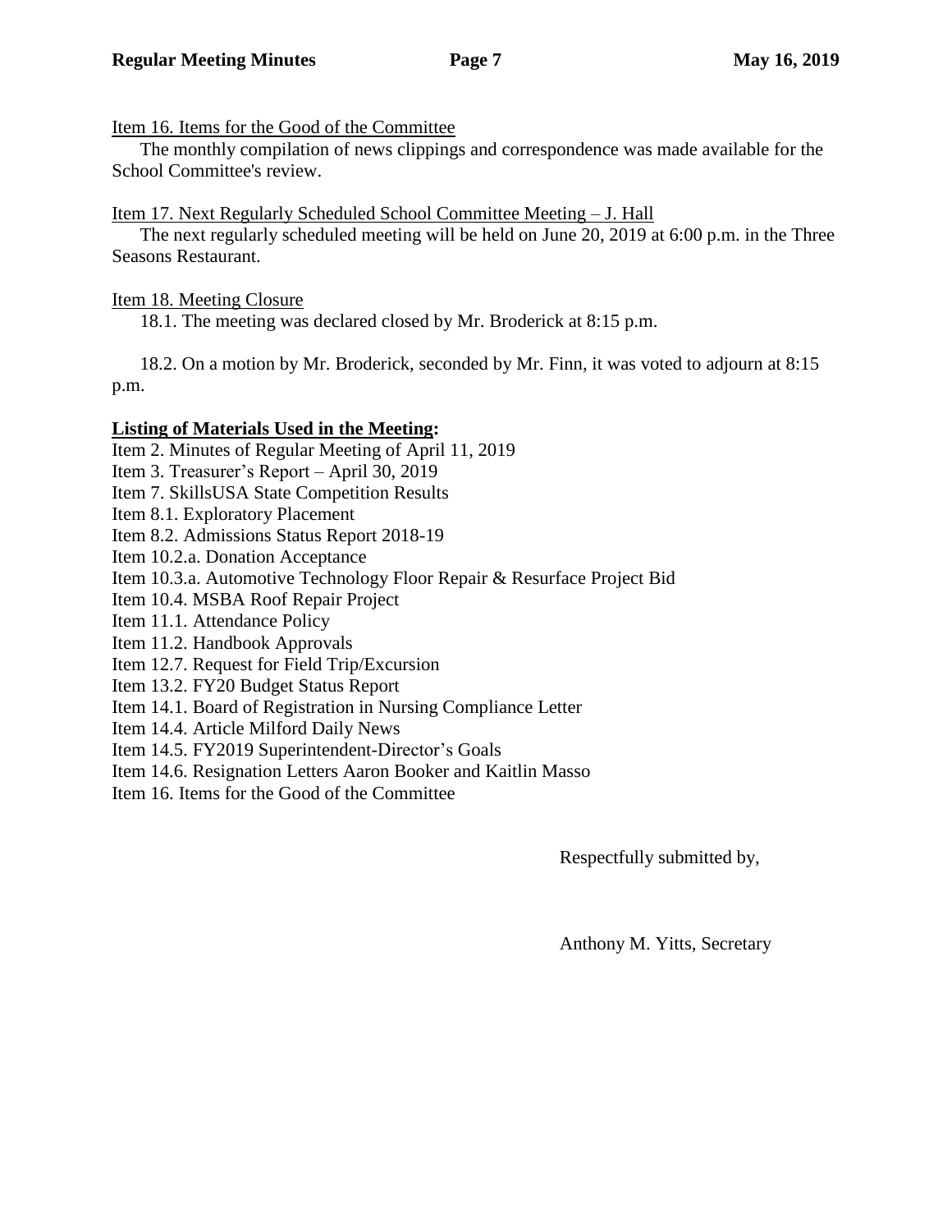Item 16. Items for the Good of the Committee

The monthly compilation of news clippings and correspondence was made available for the School Committee's review.

Item 17. Next Regularly Scheduled School Committee Meeting – J. Hall

The next regularly scheduled meeting will be held on June 20, 2019 at 6:00 p.m. in the Three Seasons Restaurant.

Item 18. Meeting Closure

18.1. The meeting was declared closed by Mr. Broderick at 8:15 p.m.

18.2. On a motion by Mr. Broderick, seconded by Mr. Finn, it was voted to adjourn at 8:15 p.m.

**Listing of Materials Used in the Meeting:**

Item 2. Minutes of Regular Meeting of April 11, 2019
Item 3. Treasurer's Report – April 30, 2019
Item 7. SkillsUSA State Competition Results
Item 8.1. Exploratory Placement
Item 8.2. Admissions Status Report 2018-19
Item 10.2.a. Donation Acceptance
Item 10.3.a. Automotive Technology Floor Repair & Resurface Project Bid
Item 10.4. MSBA Roof Repair Project
Item 11.1. Attendance Policy
Item 11.2. Handbook Approvals
Item 12.7. Request for Field Trip/Excursion
Item 13.2. FY20 Budget Status Report
Item 14.1. Board of Registration in Nursing Compliance Letter
Item 14.4. Article Milford Daily News
Item 14.5. FY2019 Superintendent-Director's Goals
Item 14.6. Resignation Letters Aaron Booker and Kaitlin Masso
Item 16. Items for the Good of the Committee

Respectfully submitted by,

Anthony M. Yitts, Secretary